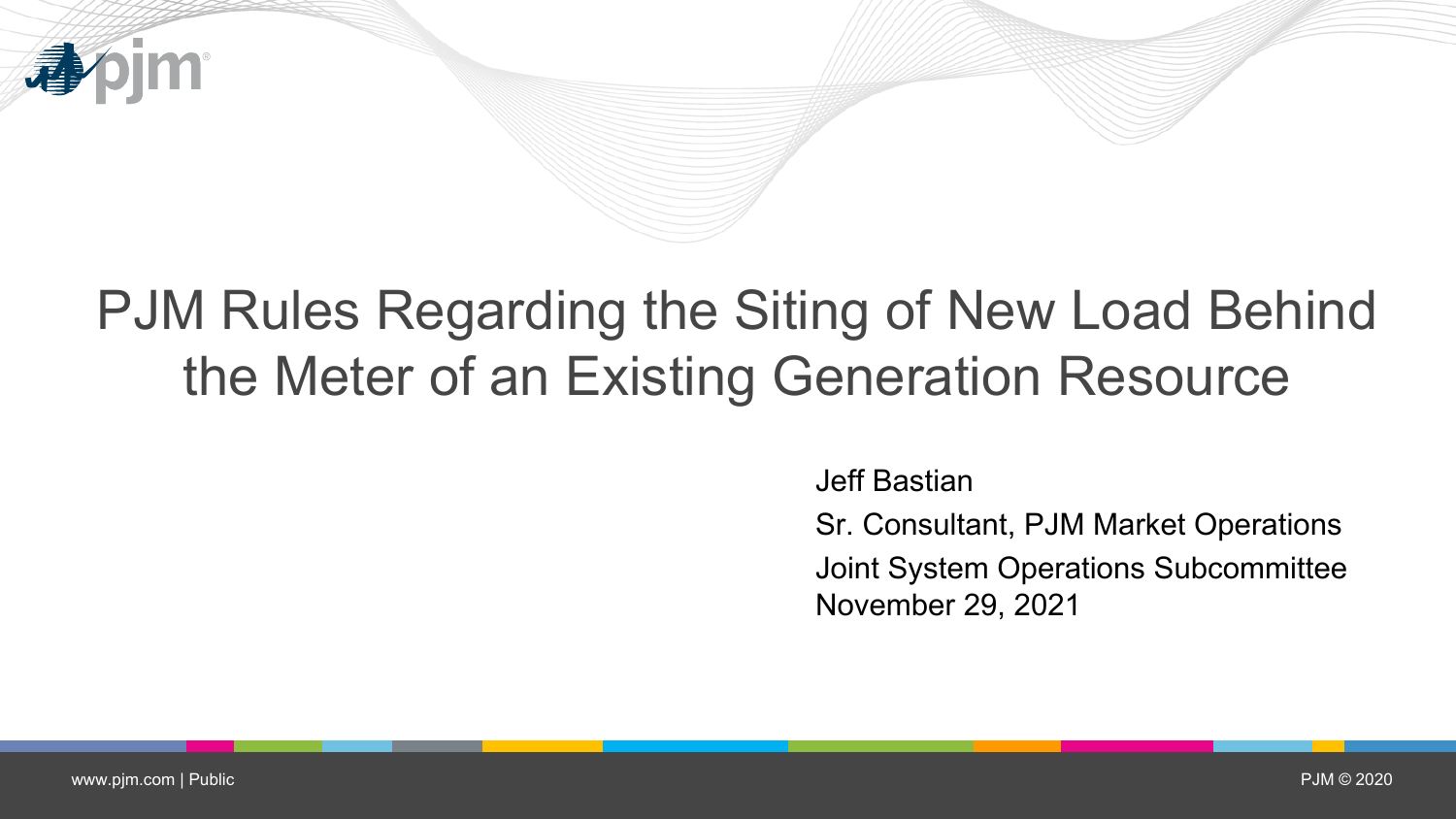# PJM Rules Regarding the Siting of New Load Behind the Meter of an Existing Generation Resource

Jeff Bastian

Sr. Consultant, PJM Market Operations

Joint System Operations Subcommittee

November 29, 2021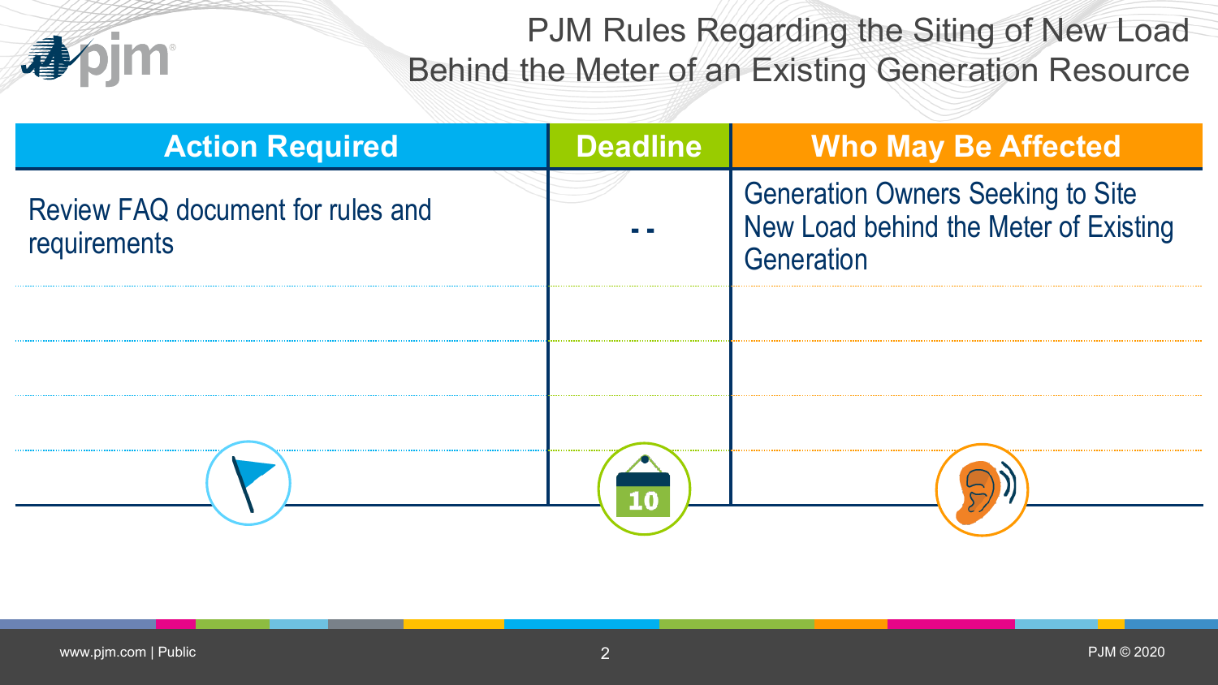# PJM Rules Regarding the Siting of New Load Behind the Meter of an Existing Generation Resource

| Action Required | Deadline | Who May Be Affected |
| --- | --- | --- |
| Review FAQ document for rules and requirements | - - | Generation Owners Seeking to Site New Load behind the Meter of Existing Generation |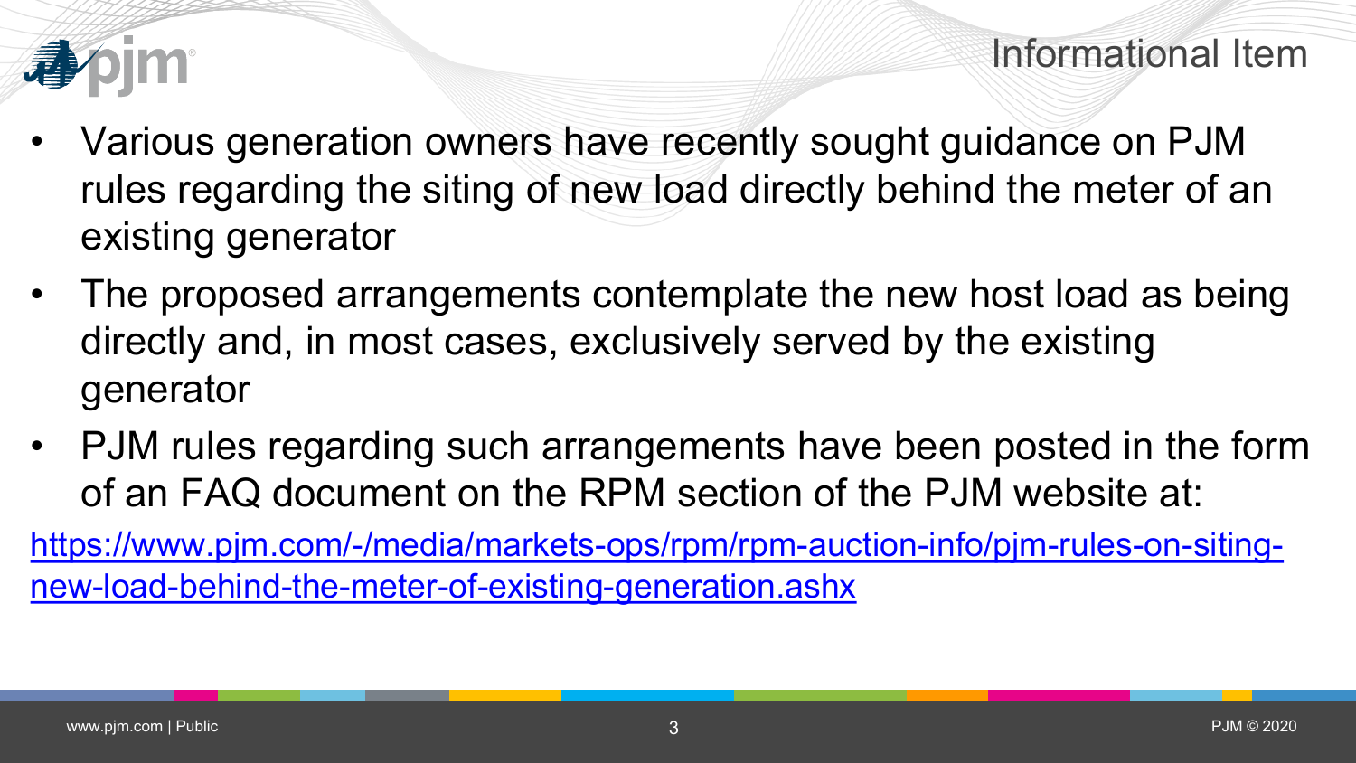# Informational Item

- Various generation owners have recently sought guidance on PJM rules regarding the siting of new load directly behind the meter of an existing generator
- The proposed arrangements contemplate the new host load as being directly and, in most cases, exclusively served by the existing generator
- PJM rules regarding such arrangements have been posted in the form of an FAQ document on the RPM section of the PJM website at:

https://www.pjm.com/-/media/markets-ops/rpm/rpm-auction-info/pjm-rules-on-siting-new-load-behind-the-meter-of-existing-generation.ashx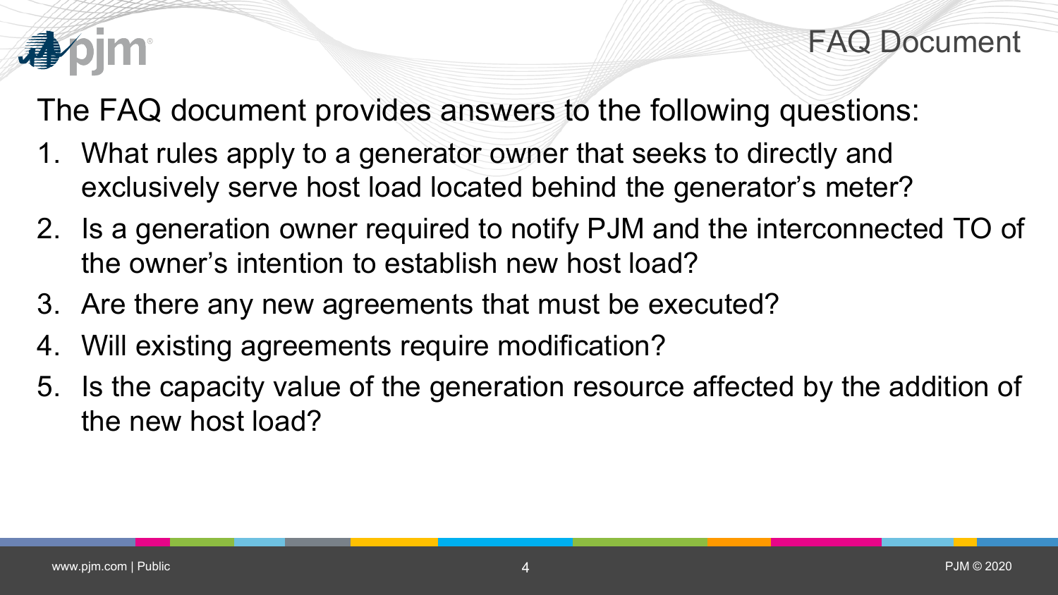# FAQ Document

The FAQ document provides answers to the following questions:

1. What rules apply to a generator owner that seeks to directly and exclusively serve host load located behind the generator's meter?
2. Is a generation owner required to notify PJM and the interconnected TO of the owner's intention to establish new host load?
3. Are there any new agreements that must be executed?
4. Will existing agreements require modification?
5. Is the capacity value of the generation resource affected by the addition of the new host load?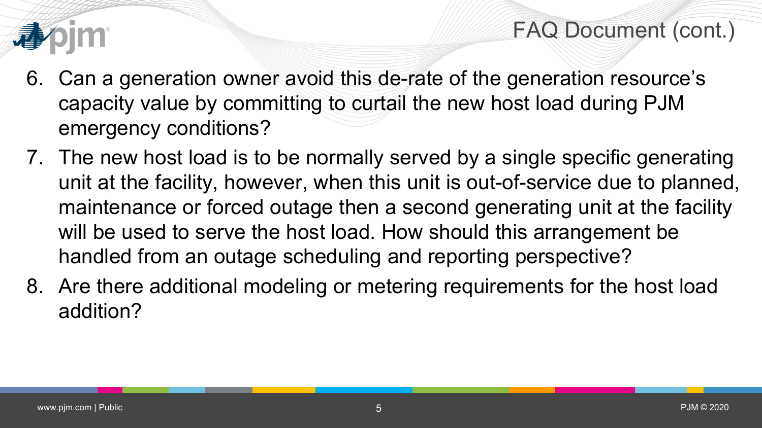# FAQ Document (cont.)

6. Can a generation owner avoid this de-rate of the generation resource's capacity value by committing to curtail the new host load during PJM emergency conditions?
7. The new host load is to be normally served by a single specific generating unit at the facility, however, when this unit is out-of-service due to planned, maintenance or forced outage then a second generating unit at the facility will be used to serve the host load. How should this arrangement be handled from an outage scheduling and reporting perspective?
8. Are there additional modeling or metering requirements for the host load addition?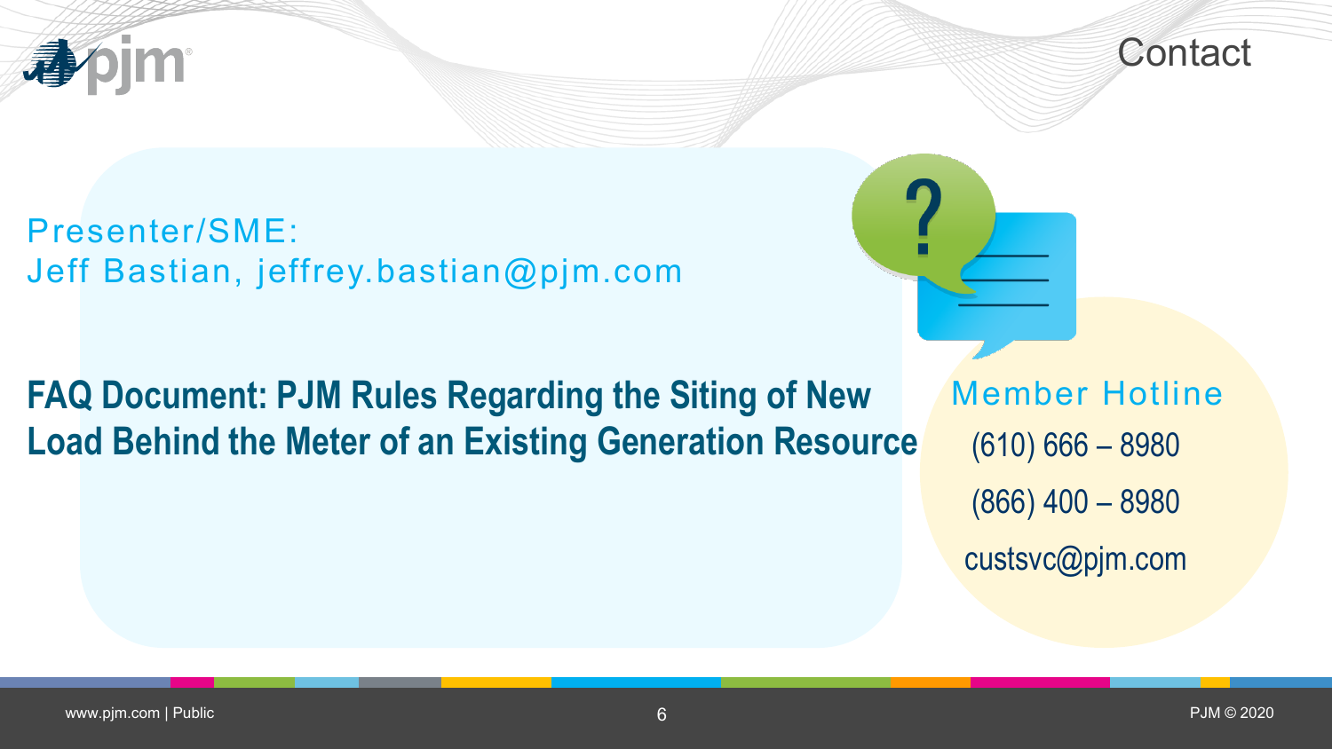# Contact

Presenter/SME:
Jeff Bastian, jeffrey.bastian@pjm.com

**FAQ Document: PJM Rules Regarding the Siting of New Load Behind the Meter of an Existing Generation Resource**

Member Hotline

(610) 666 – 8980

(866) 400 – 8980

custsvc@pjm.com